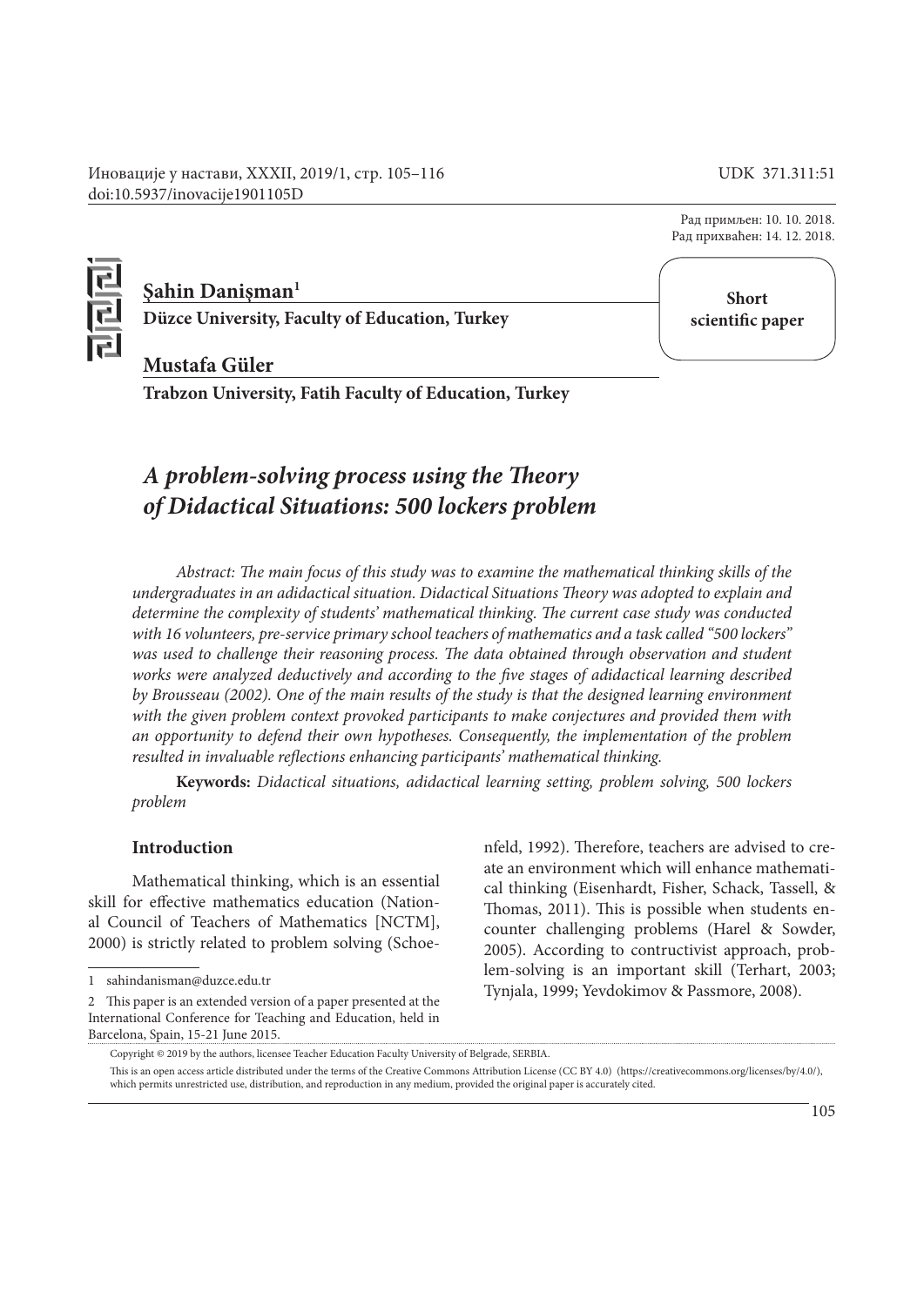Иновације у настави, XXXII, 2019/1, стр. 105–116
doi:10.5937/inovacije1901105D

UDK 371.311:51

Рад примљен: 10. 10. 2018.
Рад прихваћен: 14. 12. 2018.

**Şahin Danişman**[1]
**Düzce University, Faculty of Education, Turkey**

**Mustafa Güler**
**Trabzon University, Fatih Faculty of Education, Turkey**

**Short scientific paper**

# *A problem-solving process using the Theory of Didactical Situations: 500 lockers problem*

*Abstract: The main focus of this study was to examine the mathematical thinking skills of the undergraduates in an adidactical situation. Didactical Situations Theory was adopted to explain and determine the complexity of students' mathematical thinking. The current case study was conducted with 16 volunteers, pre-service primary school teachers of mathematics and a task called "500 lockers" was used to challenge their reasoning process. The data obtained through observation and student works were analyzed deductively and according to the five stages of adidactical learning described by Brousseau (2002). One of the main results of the study is that the designed learning environment with the given problem context provoked participants to make conjectures and provided them with an opportunity to defend their own hypotheses. Consequently, the implementation of the problem resulted in invaluable reflections enhancing participants' mathematical thinking.*

**Keywords:** *Didactical situations, adidactical learning setting, problem solving, 500 lockers problem*

## Introduction

Mathematical thinking, which is an essential skill for effective mathematics education (National Council of Teachers of Mathematics [NCTM], 2000) is strictly related to problem solving (Schoenfeld, 1992). Therefore, teachers are advised to create an environment which will enhance mathematical thinking (Eisenhardt, Fisher, Schack, Tassell, & Thomas, 2011). This is possible when students encounter challenging problems (Harel & Sowder, 2005). According to contructivist approach, problem-solving is an important skill (Terhart, 2003; Tynjala, 1999; Yevdokimov & Passmore, 2008).

---

[1] sahindanisman@duzce.edu.tr

[2] This paper is an extended version of a paper presented at the International Conference for Teaching and Education, held in Barcelona, Spain, 15-21 June 2015.

Copyright © 2019 by the authors, licensee Teacher Education Faculty University of Belgrade, SERBIA.

This is an open access article distributed under the terms of the Creative Commons Attribution License (CC BY 4.0) (https://creativecommons.org/licenses/by/4.0/), which permits unrestricted use, distribution, and reproduction in any medium, provided the original paper is accurately cited.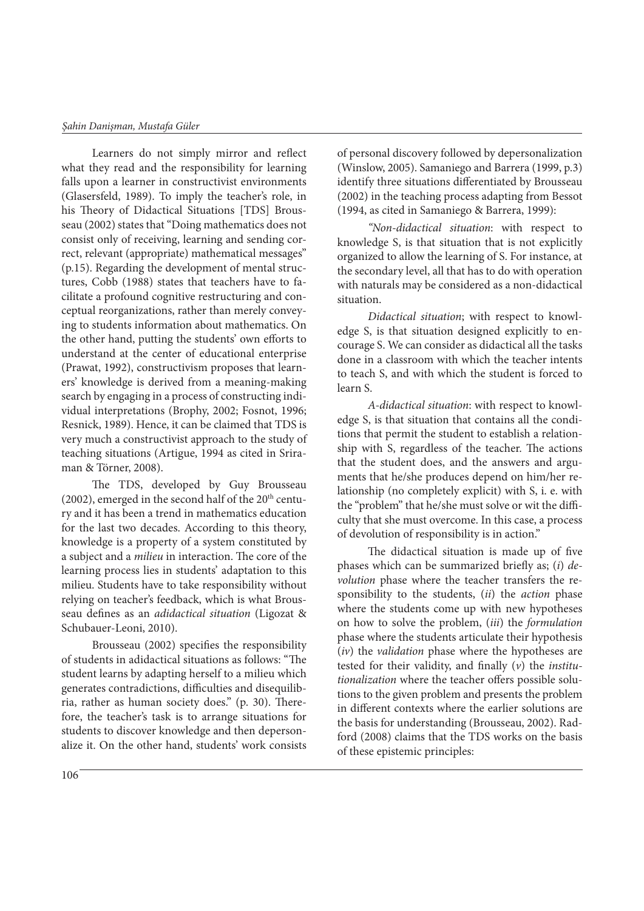Learners do not simply mirror and reflect what they read and the responsibility for learning falls upon a learner in constructivist environments (Glasersfeld, 1989). To imply the teacher's role, in his Theory of Didactical Situations [TDS] Brousseau (2002) states that "Doing mathematics does not consist only of receiving, learning and sending correct, relevant (appropriate) mathematical messages" (p.15). Regarding the development of mental structures, Cobb (1988) states that teachers have to facilitate a profound cognitive restructuring and conceptual reorganizations, rather than merely conveying to students information about mathematics. On the other hand, putting the students' own efforts to understand at the center of educational enterprise (Prawat, 1992), constructivism proposes that learners' knowledge is derived from a meaning-making search by engaging in a process of constructing individual interpretations (Brophy, 2002; Fosnot, 1996; Resnick, 1989). Hence, it can be claimed that TDS is very much a constructivist approach to the study of teaching situations (Artigue, 1994 as cited in Sriraman & Törner, 2008).

The TDS, developed by Guy Brousseau (2002), emerged in the second half of the 20th century and it has been a trend in mathematics education for the last two decades. According to this theory, knowledge is a property of a system constituted by a subject and a *milieu* in interaction. The core of the learning process lies in students' adaptation to this milieu. Students have to take responsibility without relying on teacher's feedback, which is what Brousseau defines as an *adidactical situation* (Ligozat & Schubauer-Leoni, 2010).

Brousseau (2002) specifies the responsibility of students in adidactical situations as follows: "The student learns by adapting herself to a milieu which generates contradictions, difficulties and disequilibria, rather as human society does." (p. 30). Therefore, the teacher's task is to arrange situations for students to discover knowledge and then depersonalize it. On the other hand, students' work consists of personal discovery followed by depersonalization (Winslow, 2005). Samaniego and Barrera (1999, p.3) identify three situations differentiated by Brousseau (2002) in the teaching process adapting from Bessot (1994, as cited in Samaniego & Barrera, 1999):

*"Non-didactical situation*: with respect to knowledge S, is that situation that is not explicitly organized to allow the learning of S. For instance, at the secondary level, all that has to do with operation with naturals may be considered as a non-didactical situation.

*Didactical situation*; with respect to knowledge S, is that situation designed explicitly to encourage S. We can consider as didactical all the tasks done in a classroom with which the teacher intents to teach S, and with which the student is forced to learn S.

*A-didactical situation*: with respect to knowledge S, is that situation that contains all the conditions that permit the student to establish a relationship with S, regardless of the teacher. The actions that the student does, and the answers and arguments that he/she produces depend on him/her relationship (no completely explicit) with S, i. e. with the "problem" that he/she must solve or wit the difficulty that she must overcome. In this case, a process of devolution of responsibility is in action."

The didactical situation is made up of five phases which can be summarized briefly as; (*i*) *devolution* phase where the teacher transfers the responsibility to the students, (*ii*) the *action* phase where the students come up with new hypotheses on how to solve the problem, (*iii*) the *formulation* phase where the students articulate their hypothesis (*iv*) the *validation* phase where the hypotheses are tested for their validity, and finally (*v*) the *institutionalization* where the teacher offers possible solutions to the given problem and presents the problem in different contexts where the earlier solutions are the basis for understanding (Brousseau, 2002). Radford (2008) claims that the TDS works on the basis of these epistemic principles: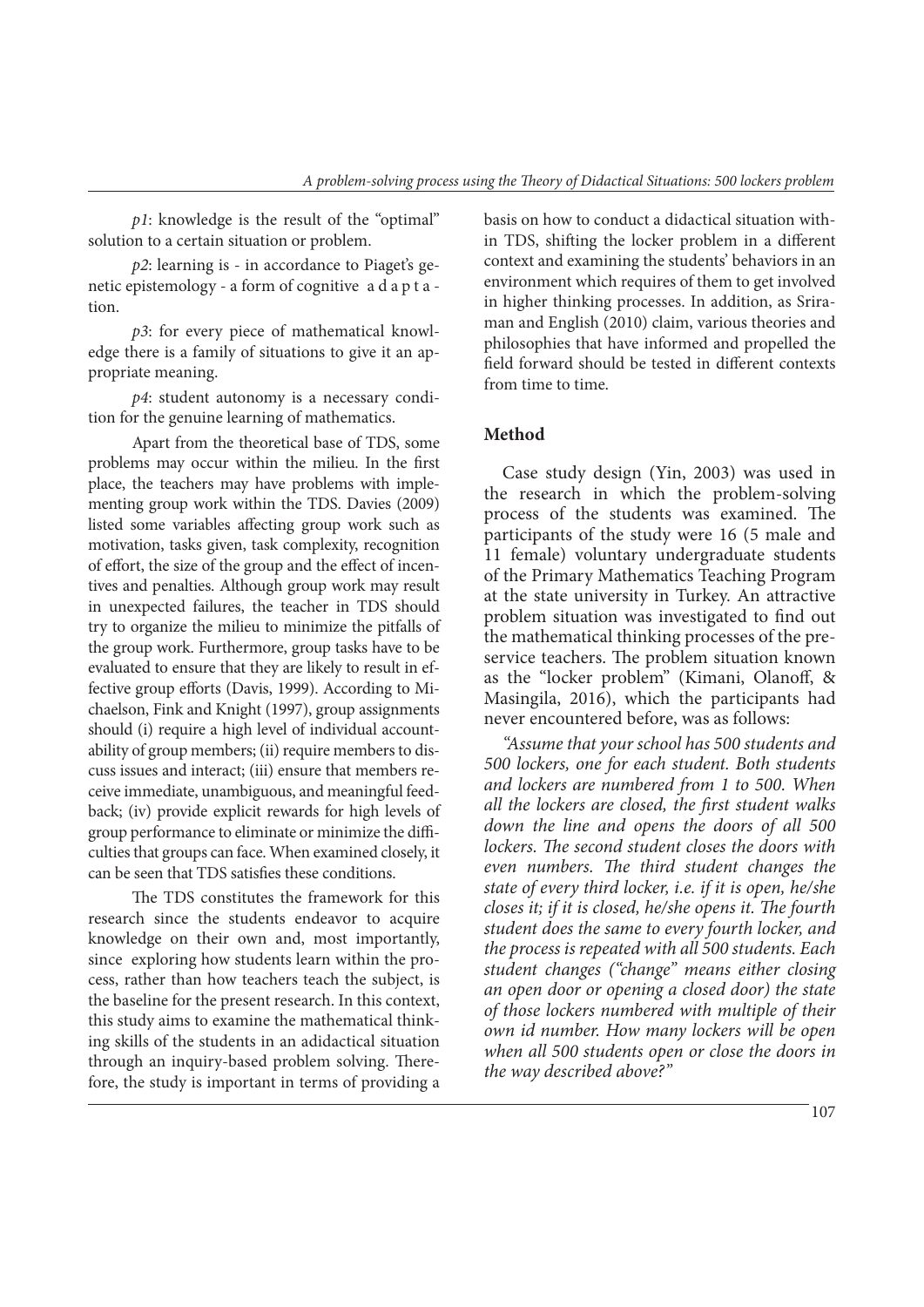*p1*: knowledge is the result of the "optimal" solution to a certain situation or problem.

*p2*: learning is - in accordance to Piaget's genetic epistemology - a form of cognitive a d a p t a - tion.

*p3*: for every piece of mathematical knowledge there is a family of situations to give it an appropriate meaning.

*p4*: student autonomy is a necessary condition for the genuine learning of mathematics.

Apart from the theoretical base of TDS, some problems may occur within the milieu. In the first place, the teachers may have problems with implementing group work within the TDS. Davies (2009) listed some variables affecting group work such as motivation, tasks given, task complexity, recognition of effort, the size of the group and the effect of incentives and penalties. Although group work may result in unexpected failures, the teacher in TDS should try to organize the milieu to minimize the pitfalls of the group work. Furthermore, group tasks have to be evaluated to ensure that they are likely to result in effective group efforts (Davis, 1999). According to Michaelson, Fink and Knight (1997), group assignments should (i) require a high level of individual accountability of group members; (ii) require members to discuss issues and interact; (iii) ensure that members receive immediate, unambiguous, and meaningful feedback; (iv) provide explicit rewards for high levels of group performance to eliminate or minimize the difficulties that groups can face. When examined closely, it can be seen that TDS satisfies these conditions.

The TDS constitutes the framework for this research since the students endeavor to acquire knowledge on their own and, most importantly, since exploring how students learn within the process, rather than how teachers teach the subject, is the baseline for the present research. In this context, this study aims to examine the mathematical thinking skills of the students in an adidactical situation through an inquiry-based problem solving. Therefore, the study is important in terms of providing a basis on how to conduct a didactical situation within TDS, shifting the locker problem in a different context and examining the students' behaviors in an environment which requires of them to get involved in higher thinking processes. In addition, as Sriraman and English (2010) claim, various theories and philosophies that have informed and propelled the field forward should be tested in different contexts from time to time.

## Method

Case study design (Yin, 2003) was used in the research in which the problem-solving process of the students was examined. The participants of the study were 16 (5 male and 11 female) voluntary undergraduate students of the Primary Mathematics Teaching Program at the state university in Turkey. An attractive problem situation was investigated to find out the mathematical thinking processes of the preservice teachers. The problem situation known as the "locker problem" (Kimani, Olanoff, & Masingila, 2016), which the participants had never encountered before, was as follows:

*"Assume that your school has 500 students and 500 lockers, one for each student. Both students and lockers are numbered from 1 to 500. When all the lockers are closed, the first student walks down the line and opens the doors of all 500 lockers. The second student closes the doors with even numbers. The third student changes the state of every third locker, i.e. if it is open, he/she closes it; if it is closed, he/she opens it. The fourth student does the same to every fourth locker, and the process is repeated with all 500 students. Each student changes ("change" means either closing an open door or opening a closed door) the state of those lockers numbered with multiple of their own id number. How many lockers will be open when all 500 students open or close the doors in the way described above?"*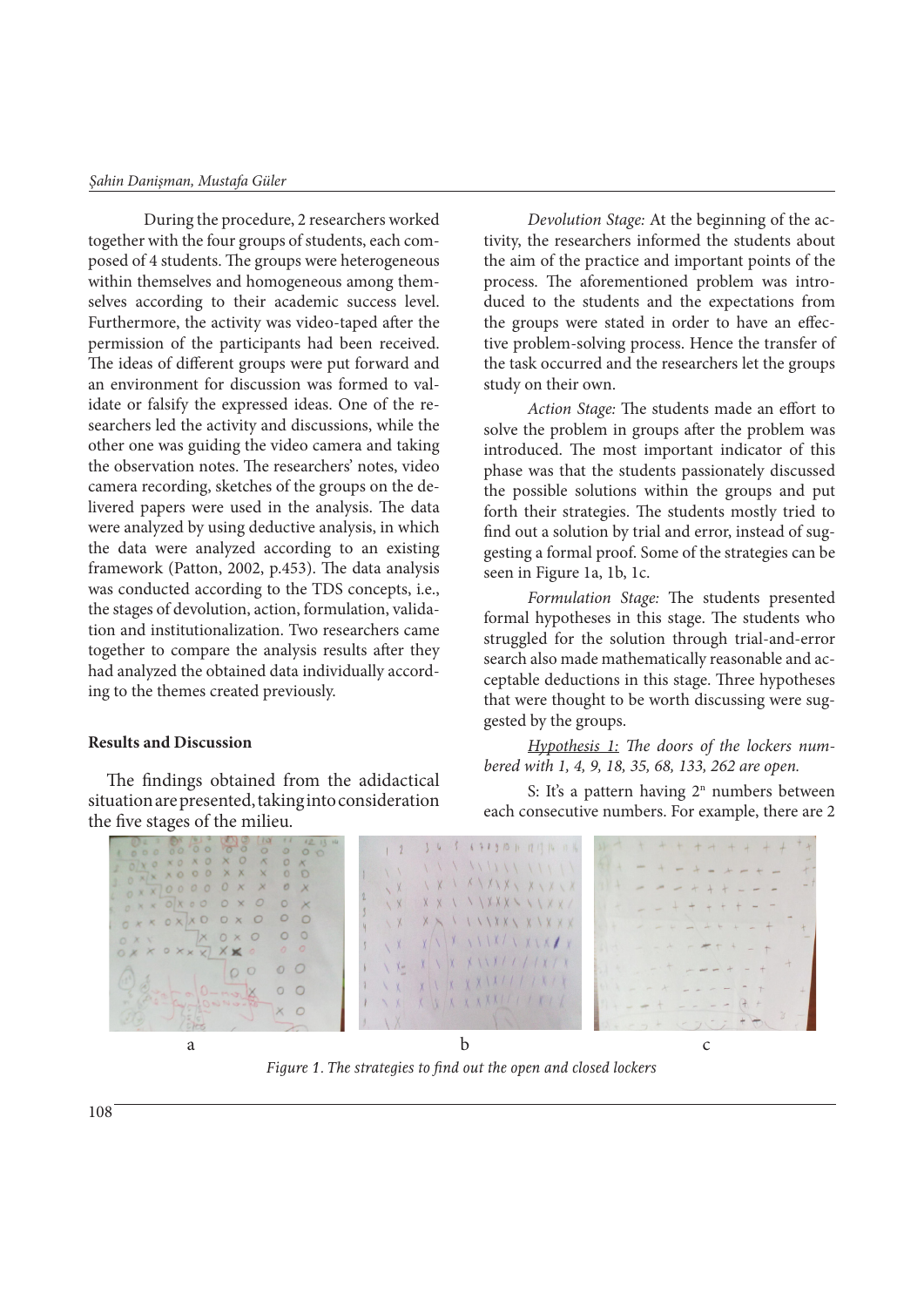During the procedure, 2 researchers worked together with the four groups of students, each composed of 4 students. The groups were heterogeneous within themselves and homogeneous among themselves according to their academic success level. Furthermore, the activity was video-taped after the permission of the participants had been received. The ideas of different groups were put forward and an environment for discussion was formed to validate or falsify the expressed ideas. One of the researchers led the activity and discussions, while the other one was guiding the video camera and taking the observation notes. The researchers' notes, video camera recording, sketches of the groups on the delivered papers were used in the analysis. The data were analyzed by using deductive analysis, in which the data were analyzed according to an existing framework (Patton, 2002, p.453). The data analysis was conducted according to the TDS concepts, i.e., the stages of devolution, action, formulation, validation and institutionalization. Two researchers came together to compare the analysis results after they had analyzed the obtained data individually according to the themes created previously.

**Results and Discussion**

The findings obtained from the adidactical situation are presented, taking into consideration the five stages of the milieu.

*Devolution Stage:* At the beginning of the activity, the researchers informed the students about the aim of the practice and important points of the process. The aforementioned problem was introduced to the students and the expectations from the groups were stated in order to have an effective problem-solving process. Hence the transfer of the task occurred and the researchers let the groups study on their own.

*Action Stage:* The students made an effort to solve the problem in groups after the problem was introduced. The most important indicator of this phase was that the students passionately discussed the possible solutions within the groups and put forth their strategies. The students mostly tried to find out a solution by trial and error, instead of suggesting a formal proof. Some of the strategies can be seen in Figure 1a, 1b, 1c.

*Formulation Stage:* The students presented formal hypotheses in this stage. The students who struggled for the solution through trial-and-error search also made mathematically reasonable and acceptable deductions in this stage. Three hypotheses that were thought to be worth discussing were suggested by the groups.

<u>*Hypothesis 1:*</u> *The doors of the lockers numbered with 1, 4, 9, 18, 35, 68, 133, 262 are open.*

S: It's a pattern having $2^n$ numbers between each consecutive numbers. For example, there are 2

a b c

*Figure 1. The strategies to find out the open and closed lockers*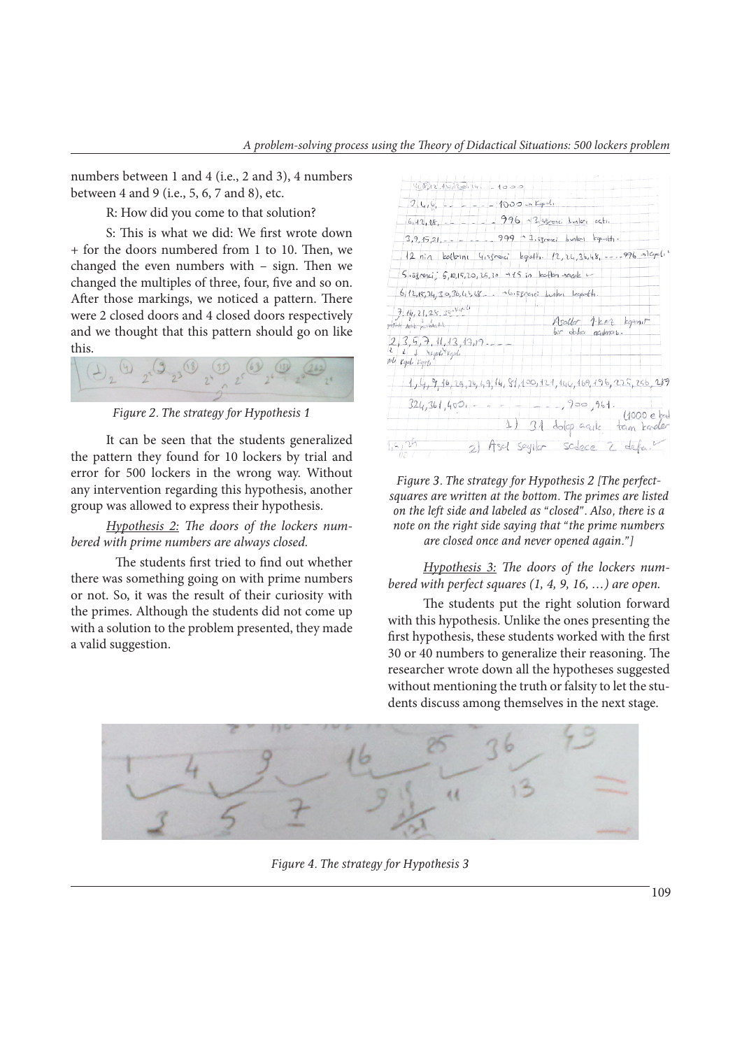numbers between 1 and 4 (i.e., 2 and 3), 4 numbers between 4 and 9 (i.e., 5, 6, 7 and 8), etc.

R: How did you come to that solution?

S: This is what we did: We first wrote down + for the doors numbered from 1 to 10. Then, we changed the even numbers with – sign. Then we changed the multiples of three, four, five and so on. After those markings, we noticed a pattern. There were 2 closed doors and 4 closed doors respectively and we thought that this pattern should go on like this.

*Figure 2. The strategy for Hypothesis 1*

It can be seen that the students generalized the pattern they found for 10 lockers by trial and error for 500 lockers in the wrong way. Without any intervention regarding this hypothesis, another group was allowed to express their hypothesis.

*Hypothesis 2: The doors of the lockers numbered with prime numbers are always closed.*

The students first tried to find out whether there was something going on with prime numbers or not. So, it was the result of their curiosity with the primes. Although the students did not come up with a solution to the problem presented, they made a valid suggestion.

*Figure 3. The strategy for Hypothesis 2 [The perfect-squares are written at the bottom. The primes are listed on the left side and labeled as "closed". Also, there is a note on the right side saying that "the prime numbers are closed once and never opened again."]*

*Hypothesis 3: The doors of the lockers numbered with perfect squares (1, 4, 9, 16, …) are open.*

The students put the right solution forward with this hypothesis. Unlike the ones presenting the first hypothesis, these students worked with the first 30 or 40 numbers to generalize their reasoning. The researcher wrote down all the hypotheses suggested without mentioning the truth or falsity to let the students discuss among themselves in the next stage.

*Figure 4. The strategy for Hypothesis 3*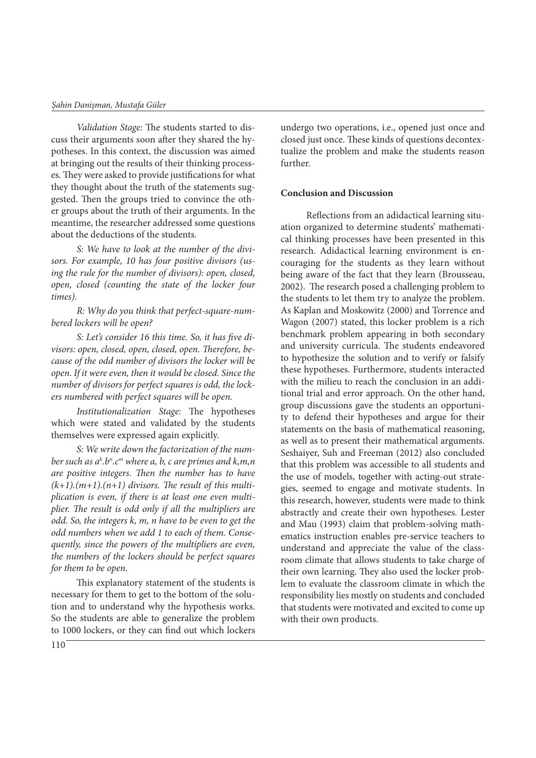*Validation Stage:* The students started to discuss their arguments soon after they shared the hypotheses. In this context, the discussion was aimed at bringing out the results of their thinking processes. They were asked to provide justifications for what they thought about the truth of the statements suggested. Then the groups tried to convince the other groups about the truth of their arguments. In the meantime, the researcher addressed some questions about the deductions of the students.

*S: We have to look at the number of the divisors. For example, 10 has four positive divisors (using the rule for the number of divisors): open, closed, open, closed (counting the state of the locker four times).*

*R: Why do you think that perfect-square-numbered lockers will be open?*

*S: Let's consider 16 this time. So, it has five divisors: open, closed, open, closed, open. Therefore, because of the odd number of divisors the locker will be open. If it were even, then it would be closed. Since the number of divisors for perfect squares is odd, the lockers numbered with perfect squares will be open.*

*Institutionalization Stage:* The hypotheses which were stated and validated by the students themselves were expressed again explicitly.

*S: We write down the factorization of the number such as $a^k.b^n.c^m$ where a, b, c are primes and k,m,n are positive integers. Then the number has to have $(k+1).(m+1).(n+1)$ divisors. The result of this multiplication is even, if there is at least one even multiplier. The result is odd only if all the multipliers are odd. So, the integers k, m, n have to be even to get the odd numbers when we add 1 to each of them. Consequently, since the powers of the multipliers are even, the numbers of the lockers should be perfect squares for them to be open.*

This explanatory statement of the students is necessary for them to get to the bottom of the solution and to understand why the hypothesis works. So the students are able to generalize the problem to 1000 lockers, or they can find out which lockers undergo two operations, i.e., opened just once and closed just once. These kinds of questions decontextualize the problem and make the students reason further.

### Conclusion and Discussion

Reflections from an adidactical learning situation organized to determine students' mathematical thinking processes have been presented in this research. Adidactical learning environment is encouraging for the students as they learn without being aware of the fact that they learn (Brousseau, 2002). The research posed a challenging problem to the students to let them try to analyze the problem. As Kaplan and Moskowitz (2000) and Torrence and Wagon (2007) stated, this locker problem is a rich benchmark problem appearing in both secondary and university curricula. The students endeavored to hypothesize the solution and to verify or falsify these hypotheses. Furthermore, students interacted with the milieu to reach the conclusion in an additional trial and error approach. On the other hand, group discussions gave the students an opportunity to defend their hypotheses and argue for their statements on the basis of mathematical reasoning, as well as to present their mathematical arguments. Seshaiyer, Suh and Freeman (2012) also concluded that this problem was accessible to all students and the use of models, together with acting-out strategies, seemed to engage and motivate students. In this research, however, students were made to think abstractly and create their own hypotheses. Lester and Mau (1993) claim that problem-solving mathematics instruction enables pre-service teachers to understand and appreciate the value of the classroom climate that allows students to take charge of their own learning. They also used the locker problem to evaluate the classroom climate in which the responsibility lies mostly on students and concluded that students were motivated and excited to come up with their own products.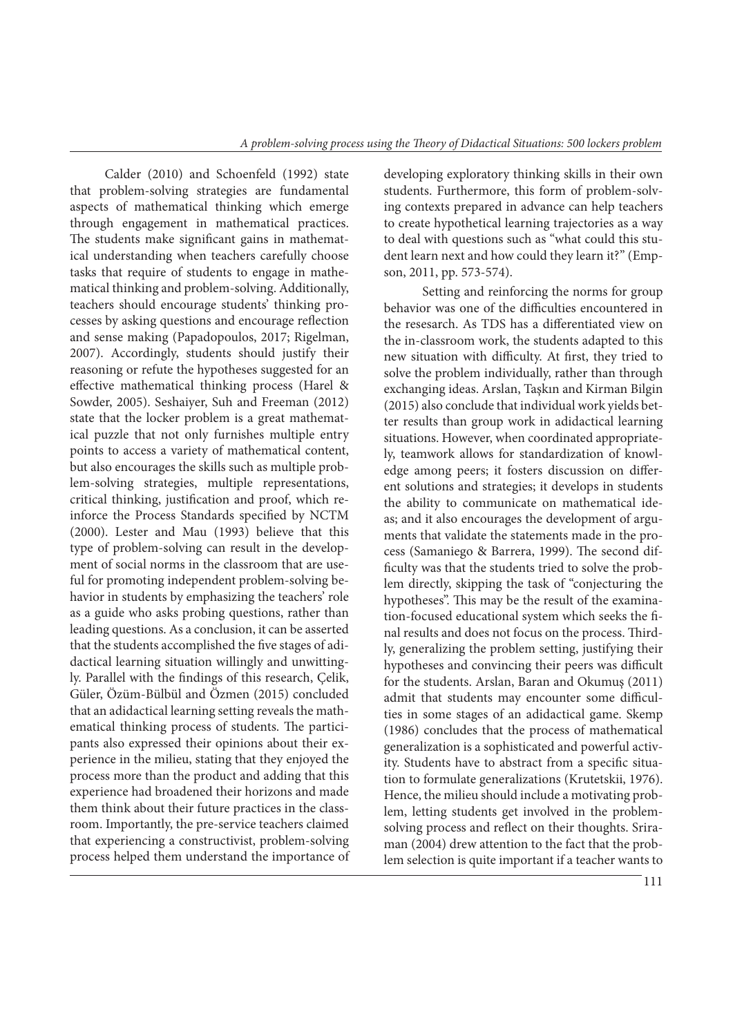Calder (2010) and Schoenfeld (1992) state that problem-solving strategies are fundamental aspects of mathematical thinking which emerge through engagement in mathematical practices. The students make significant gains in mathematical understanding when teachers carefully choose tasks that require of students to engage in mathematical thinking and problem-solving. Additionally, teachers should encourage students' thinking processes by asking questions and encourage reflection and sense making (Papadopoulos, 2017; Rigelman, 2007). Accordingly, students should justify their reasoning or refute the hypotheses suggested for an effective mathematical thinking process (Harel & Sowder, 2005). Seshaiyer, Suh and Freeman (2012) state that the locker problem is a great mathematical puzzle that not only furnishes multiple entry points to access a variety of mathematical content, but also encourages the skills such as multiple problem-solving strategies, multiple representations, critical thinking, justification and proof, which reinforce the Process Standards specified by NCTM (2000). Lester and Mau (1993) believe that this type of problem-solving can result in the development of social norms in the classroom that are useful for promoting independent problem-solving behavior in students by emphasizing the teachers' role as a guide who asks probing questions, rather than leading questions. As a conclusion, it can be asserted that the students accomplished the five stages of adidactical learning situation willingly and unwittingly. Parallel with the findings of this research, Çelik, Güler, Özüm-Bülbül and Özmen (2015) concluded that an adidactical learning setting reveals the mathematical thinking process of students. The participants also expressed their opinions about their experience in the milieu, stating that they enjoyed the process more than the product and adding that this experience had broadened their horizons and made them think about their future practices in the classroom. Importantly, the pre-service teachers claimed that experiencing a constructivist, problem-solving process helped them understand the importance of developing exploratory thinking skills in their own students. Furthermore, this form of problem-solving contexts prepared in advance can help teachers to create hypothetical learning trajectories as a way to deal with questions such as "what could this student learn next and how could they learn it?" (Empson, 2011, pp. 573-574).

Setting and reinforcing the norms for group behavior was one of the difficulties encountered in the resesearch. As TDS has a differentiated view on the in-classroom work, the students adapted to this new situation with difficulty. At first, they tried to solve the problem individually, rather than through exchanging ideas. Arslan, Taşkın and Kirman Bilgin (2015) also conclude that individual work yields better results than group work in adidactical learning situations. However, when coordinated appropriately, teamwork allows for standardization of knowledge among peers; it fosters discussion on different solutions and strategies; it develops in students the ability to communicate on mathematical ideas; and it also encourages the development of arguments that validate the statements made in the process (Samaniego & Barrera, 1999). The second difficulty was that the students tried to solve the problem directly, skipping the task of "conjecturing the hypotheses". This may be the result of the examination-focused educational system which seeks the final results and does not focus on the process. Thirdly, generalizing the problem setting, justifying their hypotheses and convincing their peers was difficult for the students. Arslan, Baran and Okumuş (2011) admit that students may encounter some difficulties in some stages of an adidactical game. Skemp (1986) concludes that the process of mathematical generalization is a sophisticated and powerful activity. Students have to abstract from a specific situation to formulate generalizations (Krutetskii, 1976). Hence, the milieu should include a motivating problem, letting students get involved in the problem-solving process and reflect on their thoughts. Sriraman (2004) drew attention to the fact that the problem selection is quite important if a teacher wants to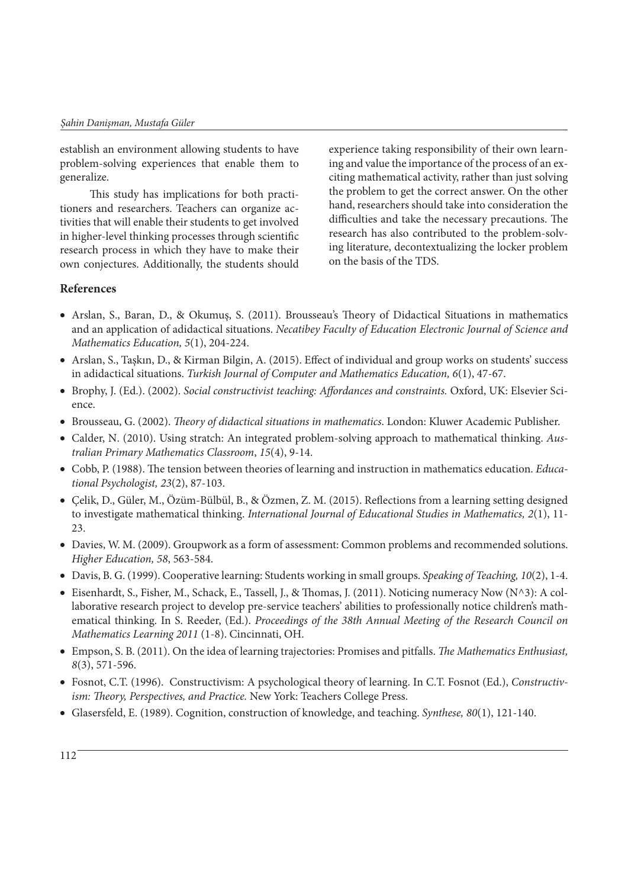establish an environment allowing students to have problem-solving experiences that enable them to generalize.

This study has implications for both practitioners and researchers. Teachers can organize activities that will enable their students to get involved in higher-level thinking processes through scientific research process in which they have to make their own conjectures. Additionally, the students should experience taking responsibility of their own learning and value the importance of the process of an exciting mathematical activity, rather than just solving the problem to get the correct answer. On the other hand, researchers should take into consideration the difficulties and take the necessary precautions. The research has also contributed to the problem-solving literature, decontextualizing the locker problem on the basis of the TDS.

## References

- Arslan, S., Baran, D., & Okumuş, S. (2011). Brousseau's Theory of Didactical Situations in mathematics and an application of adidactical situations. *Necatibey Faculty of Education Electronic Journal of Science and Mathematics Education, 5*(1), 204-224.
- Arslan, S., Taşkın, D., & Kirman Bilgin, A. (2015). Effect of individual and group works on students' success in adidactical situations. *Turkish Journal of Computer and Mathematics Education, 6*(1), 47-67.
- Brophy, J. (Ed.). (2002). *Social constructivist teaching: Affordances and constraints.* Oxford, UK: Elsevier Science.
- Brousseau, G. (2002). *Theory of didactical situations in mathematics*. London: Kluwer Academic Publisher.
- Calder, N. (2010). Using stratch: An integrated problem-solving approach to mathematical thinking. *Australian Primary Mathematics Classroom*, *15*(4), 9-14.
- Cobb, P. (1988). The tension between theories of learning and instruction in mathematics education. *Educational Psychologist, 23*(2), 87-103.
- Çelik, D., Güler, M., Özüm-Bülbül, B., & Özmen, Z. M. (2015). Reflections from a learning setting designed to investigate mathematical thinking. *International Journal of Educational Studies in Mathematics, 2*(1), 11-23.
- Davies, W. M. (2009). Groupwork as a form of assessment: Common problems and recommended solutions. *Higher Education, 58*, 563-584.
- Davis, B. G. (1999). Cooperative learning: Students working in small groups. *Speaking of Teaching, 10*(2), 1-4.
- Eisenhardt, S., Fisher, M., Schack, E., Tassell, J., & Thomas, J. (2011). Noticing numeracy Now (N^3): A collaborative research project to develop pre-service teachers' abilities to professionally notice children's mathematical thinking. In S. Reeder, (Ed.). *Proceedings of the 38th Annual Meeting of the Research Council on Mathematics Learning 2011* (1-8). Cincinnati, OH.
- Empson, S. B. (2011). On the idea of learning trajectories: Promises and pitfalls. *The Mathematics Enthusiast, 8*(3), 571-596.
- Fosnot, C.T. (1996). Constructivism: A psychological theory of learning. In C.T. Fosnot (Ed.), *Constructivism: Theory, Perspectives, and Practice.* New York: Teachers College Press.
- Glasersfeld, E. (1989). Cognition, construction of knowledge, and teaching. *Synthese, 80*(1), 121-140.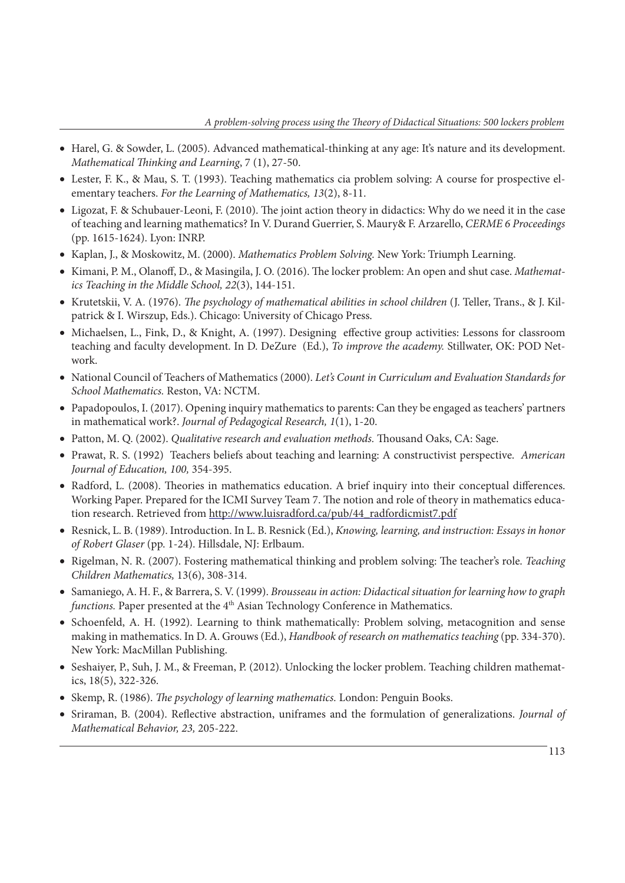- Harel, G. & Sowder, L. (2005). Advanced mathematical-thinking at any age: It's nature and its development. *Mathematical Thinking and Learning*, 7 (1), 27-50.
- Lester, F. K., & Mau, S. T. (1993). Teaching mathematics cia problem solving: A course for prospective elementary teachers. *For the Learning of Mathematics, 13*(2), 8-11.
- Ligozat, F. & Schubauer-Leoni, F. (2010). The joint action theory in didactics: Why do we need it in the case of teaching and learning mathematics? In V. Durand Guerrier, S. Maury& F. Arzarello, *CERME 6 Proceedings* (pp. 1615-1624). Lyon: INRP.
- Kaplan, J., & Moskowitz, M. (2000). *Mathematics Problem Solving.* New York: Triumph Learning.
- Kimani, P. M., Olanoff, D., & Masingila, J. O. (2016). The locker problem: An open and shut case. *Mathematics Teaching in the Middle School, 22*(3), 144-151.
- Krutetskii, V. A. (1976). *The psychology of mathematical abilities in school children* (J. Teller, Trans., & J. Kilpatrick & I. Wirszup, Eds.). Chicago: University of Chicago Press.
- Michaelsen, L., Fink, D., & Knight, A. (1997). Designing effective group activities: Lessons for classroom teaching and faculty development. In D. DeZure (Ed.), *To improve the academy.* Stillwater, OK: POD Network.
- National Council of Teachers of Mathematics (2000). *Let's Count in Curriculum and Evaluation Standards for School Mathematics.* Reston, VA: NCTM.
- Papadopoulos, I. (2017). Opening inquiry mathematics to parents: Can they be engaged as teachers' partners in mathematical work?. *Journal of Pedagogical Research, 1*(1), 1-20.
- Patton, M. Q. (2002). *Qualitative research and evaluation methods.* Thousand Oaks, CA: Sage.
- Prawat, R. S. (1992) Teachers beliefs about teaching and learning: A constructivist perspective. *American Journal of Education, 100,* 354-395.
- Radford, L. (2008). Theories in mathematics education. A brief inquiry into their conceptual differences. Working Paper. Prepared for the ICMI Survey Team 7. The notion and role of theory in mathematics education research. Retrieved from http://www.luisradford.ca/pub/44_radfordicmist7.pdf
- Resnick, L. B. (1989). Introduction. In L. B. Resnick (Ed.), *Knowing, learning, and instruction: Essays in honor of Robert Glaser* (pp. 1-24). Hillsdale, NJ: Erlbaum.
- Rigelman, N. R. (2007). Fostering mathematical thinking and problem solving: The teacher's role. *Teaching Children Mathematics,* 13(6), 308-314.
- Samaniego, A. H. F., & Barrera, S. V. (1999). *Brousseau in action: Didactical situation for learning how to graph functions.* Paper presented at the 4th Asian Technology Conference in Mathematics.
- Schoenfeld, A. H. (1992). Learning to think mathematically: Problem solving, metacognition and sense making in mathematics. In D. A. Grouws (Ed.), *Handbook of research on mathematics teaching* (pp. 334-370). New York: MacMillan Publishing.
- Seshaiyer, P., Suh, J. M., & Freeman, P. (2012). Unlocking the locker problem. Teaching children mathematics, 18(5), 322-326.
- Skemp, R. (1986). *The psychology of learning mathematics.* London: Penguin Books.
- Sriraman, B. (2004). Reflective abstraction, uniframes and the formulation of generalizations. *Journal of Mathematical Behavior, 23,* 205-222.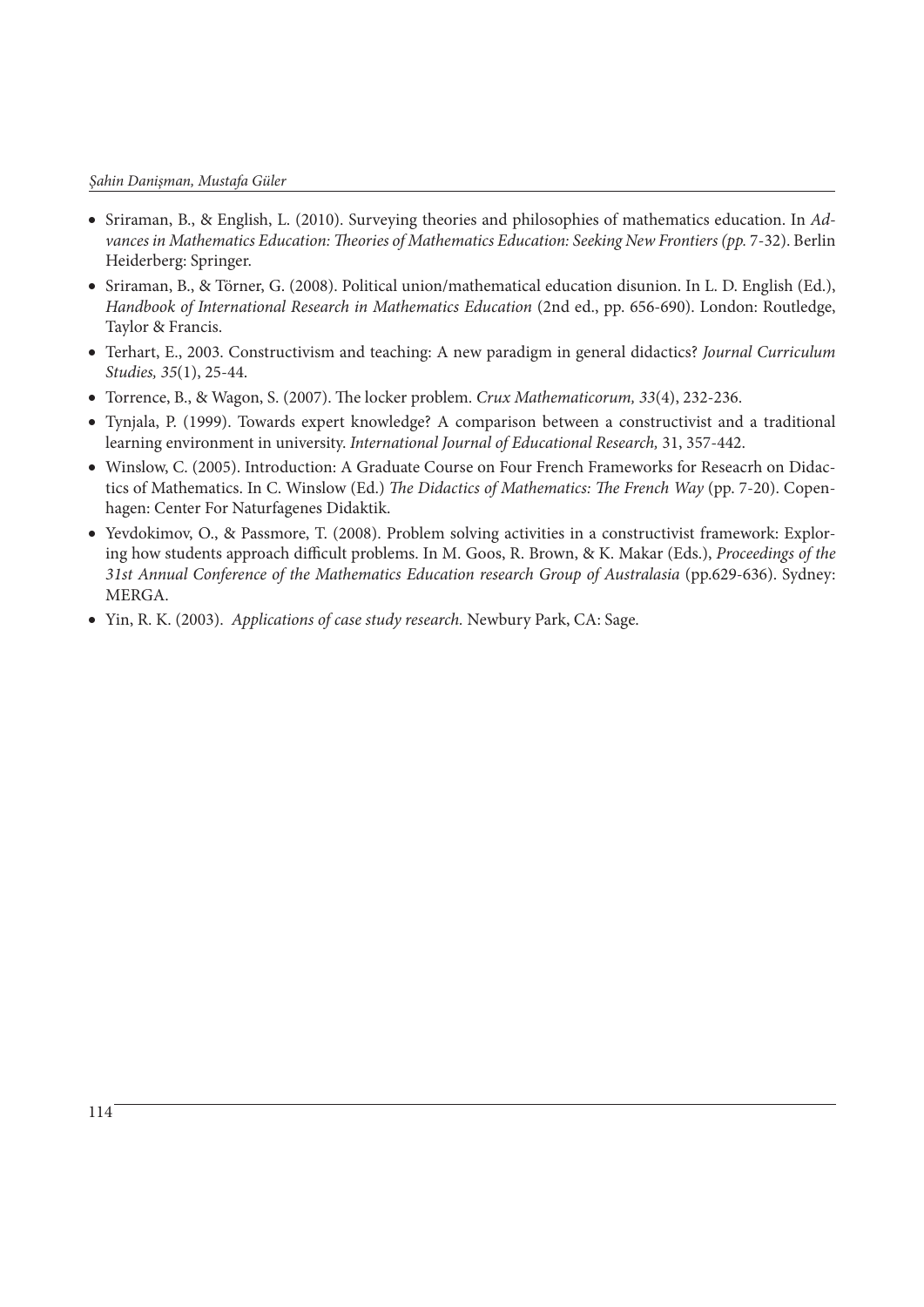- Sriraman, B., & English, L. (2010). Surveying theories and philosophies of mathematics education. In *Advances in Mathematics Education: Theories of Mathematics Education: Seeking New Frontiers (pp.* 7-32). Berlin Heiderberg: Springer.
- Sriraman, B., & Törner, G. (2008). Political union/mathematical education disunion. In L. D. English (Ed.), *Handbook of International Research in Mathematics Education* (2nd ed., pp. 656-690). London: Routledge, Taylor & Francis.
- Terhart, E., 2003. Constructivism and teaching: A new paradigm in general didactics? *Journal Curriculum Studies, 35*(1), 25-44.
- Torrence, B., & Wagon, S. (2007). The locker problem. *Crux Mathematicorum, 33*(4), 232-236.
- Tynjala, P. (1999). Towards expert knowledge? A comparison between a constructivist and a traditional learning environment in university. *International Journal of Educational Research,* 31, 357-442.
- Winslow, C. (2005). Introduction: A Graduate Course on Four French Frameworks for Reseacrh on Didactics of Mathematics. In C. Winslow (Ed.) *The Didactics of Mathematics: The French Way* (pp. 7-20). Copenhagen: Center For Naturfagenes Didaktik.
- Yevdokimov, O., & Passmore, T. (2008). Problem solving activities in a constructivist framework: Exploring how students approach difficult problems. In M. Goos, R. Brown, & K. Makar (Eds.), *Proceedings of the 31st Annual Conference of the Mathematics Education research Group of Australasia* (pp.629-636). Sydney: MERGA.
- Yin, R. K. (2003). *Applications of case study research.* Newbury Park, CA: Sage.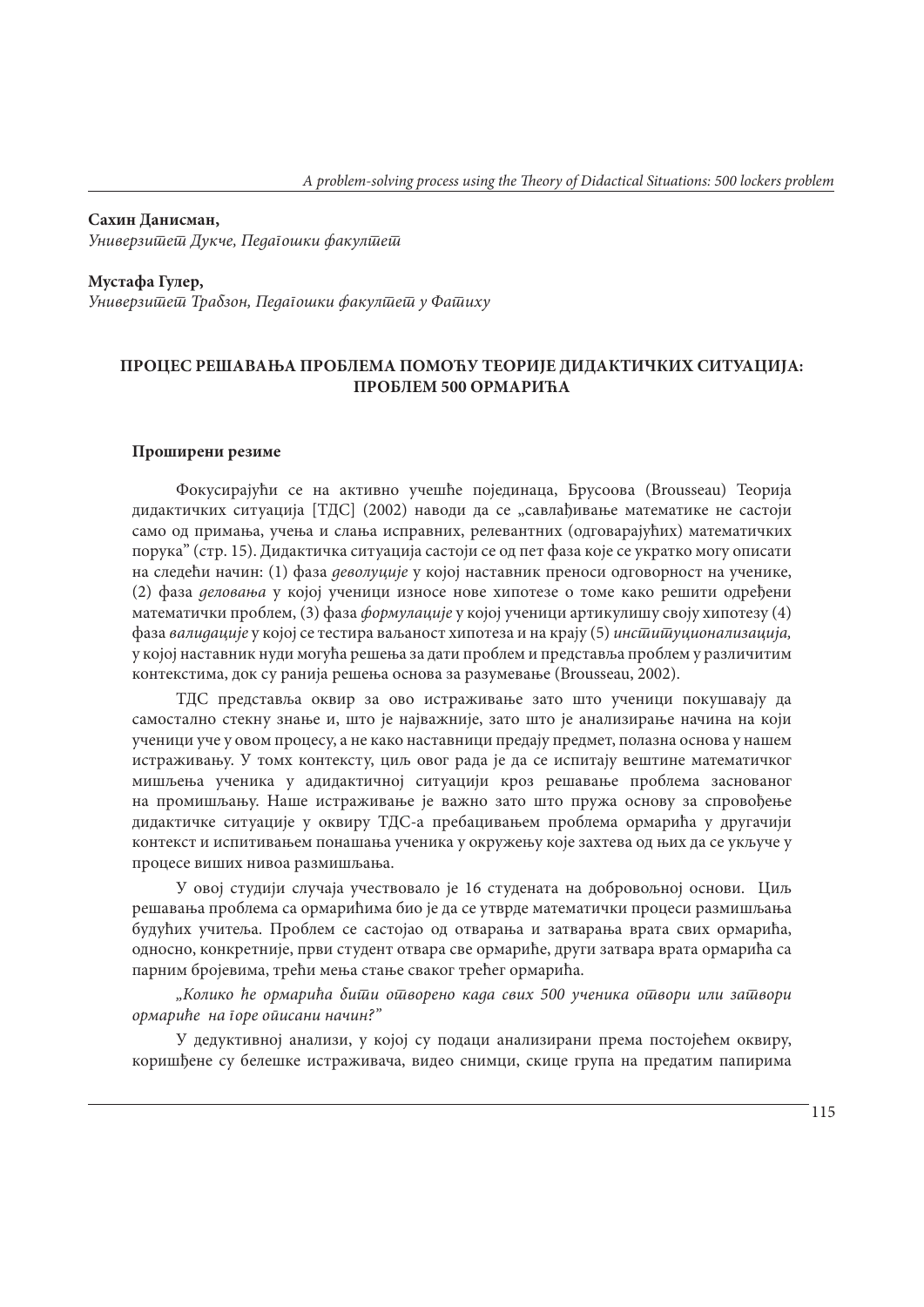**Сахин Данисман,**
*Универзитет Дукче, Педагошки факултет*

**Мустафа Гулер,**
*Универзитет Трабзон, Педагошки факултет у Фатиху*

## ПРОЦЕС РЕШАВАЊА ПРОБЛЕМА ПОМОЋУ ТЕОРИЈЕ ДИДАКТИЧКИХ СИТУАЦИЈА: ПРОБЛЕМ 500 ОРМАРИЋА

### Проширени резиме

Фокусирајући се на активно учешће појединаца, Брусоова (Brousseau) Теорија дидактичких ситуација [ТДС] (2002) наводи да се „савлађивање математике не састоји само од примања, учења и слања исправних, релевантних (одговарајућих) математичких порука" (стр. 15). Дидактичка ситуација састоји се од пет фаза које се укратко могу описати на следећи начин: (1) фаза *деволуције* у којој наставник преноси одговорност на ученике, (2) фаза *деловања* у којој ученици износе нове хипотезе о томе како решити одређени математички проблем, (3) фаза *формулације* у којој ученици артикулишу своју хипотезу (4) фаза *валидације* у којој се тестира ваљаност хипотеза и на крају (5) *институционализација,* у којој наставник нуди могућа решења за дати проблем и представља проблем у различитим контекстима, док су ранија решења основа за разумевање (Brousseau, 2002).

ТДС представља оквир за ово истраживање зато што ученици покушавају да самостално стекну знање и, што је најважније, зато што је анализирање начина на који ученици уче у овом процесу, а не како наставници предају предмет, полазна основа у нашем истраживању. У томх контексту, циљ овог рада је да се испитају вештине математичког мишљења ученика у адидактичној ситуацији кроз решавање проблема заснованог на промишљању. Наше истраживање је важно зато што пружа основу за спровођење дидактичке ситуације у оквиру ТДС-а пребацивањем проблема ормарића у другачији контекст и испитивањем понашања ученика у окружењу које захтева од њих да се укључе у процесе виших нивоа размишљања.

У овој студији случаја учествовало је 16 студената на добровољној основи. Циљ решавања проблема са ормарићима био је да се утврде математички процеси размишљања будућих учитеља. Проблем се састојао од отварања и затварања врата свих ормарића, односно, конкретније, први студент отвара све ормариће, други затвара врата ормарића са парним бројевима, трећи мења стање сваког трећег ормарића.

*„Колико ће ормарића бити отворено када свих 500 ученика отвори или затвори ормариће на горе описани начин?"*

У дедуктивној анализи, у којој су подаци анализирани према постојећем оквиру, коришћене су белешке истраживача, видео снимци, скице група на предатим папирима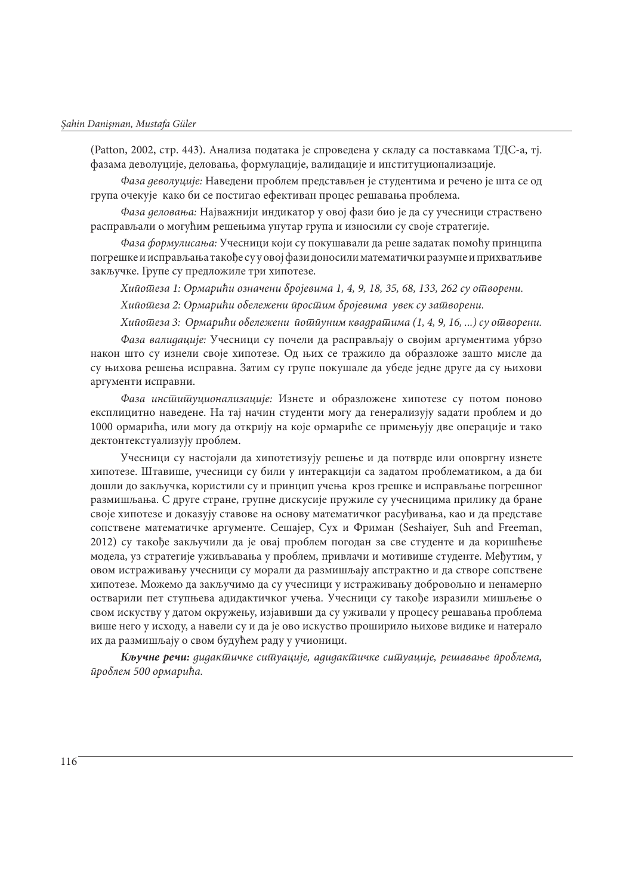(Patton, 2002, стр. 443). Анализа података је спроведена у складу са поставкама ТДС-а, тј. фазама деволуције, деловања, формулације, валидације и институционализације.

*Фаза деволуције:* Наведени проблем представљен је студентима и речено је шта се од група очекује како би се постигао ефективан процес решавања проблема.

*Фаза деловања:* Најважнији индикатор у овој фази био је да су учесници страствено расправљали о могућим решењима унутар група и износили су своје стратегије.

*Фаза формулисања:* Учесници који су покушавали да реше задатак помоћу принципа погрешке и исправљања такође су у овој фази доносили математички разумне и прихватљиве закључке. Групе су предложиле три хипотезе.

*Хипотеза 1: Ормарићи означени бројевима 1, 4, 9, 18, 35, 68, 133, 262 су отворени.*

*Хипотеза 2: Ормарићи обележени простим бројевима увек су затворени.*

*Хипотеза 3: Ормарићи обележени потпуним квадратима (1, 4, 9, 16, ...) су отворени.*

*Фаза валидације:* Учесници су почели да расправљају о својим аргументима убрзо након што су изнели своје хипотезе. Од њих се тражило да образложе зашто мисле да су њихова решења исправна. Затим су групе покушале да убеде једне друге да су њихови аргументи исправни.

*Фаза институционализације:* Изнете и образложене хипотезе су потом поново експлицитно наведене. На тај начин студенти могу да генерализују sадати проблем и до 1000 ормарића, или могу да открију на које ормариће се примењују две операције и тако дектонтекстуализују проблем.

Учесници су настојали да хипотетизују решење и да потврде или оповргну изнете хипотезе. Штавише, учесници су били у интеракцији са задатом проблематиком, а да би дошли до закључка, користили су и принцип учења кроз грешке и исправљање погрешног размишљања. С друге стране, групне дискусије пружиле су учесницима прилику да бране своје хипотезе и доказују ставове на основу математичког расуђивања, као и да представе сопствене математичке аргументе. Сешајер, Сух и Фриман (Seshaiyer, Suh and Freeman, 2012) су такође закључили да је овај проблем погодан за све студенте и да коришћење модела, уз стратегије уживљавања у проблем, привлачи и мотивише студенте. Међутим, у овом истраживању учесници су морали да размишљају апстрактно и да створе сопствене хипотезе. Можемо да закључимо да су учесници у истраживању добровољно и ненамерно остварили пет ступњева адидактичког учења. Учесници су такође изразили мишљење о свом искуству у датом окружењу, изјавивши да су уживали у процесу решавања проблема више него у исходу, а навели су и да је ово искуство проширило њихове видике и натерало их да размишљају о свом будућем раду у учионици.

***Кључне речи:*** *дидактичке ситуације, адидактичке ситуације, решавање проблема, проблем 500 ормарића.*